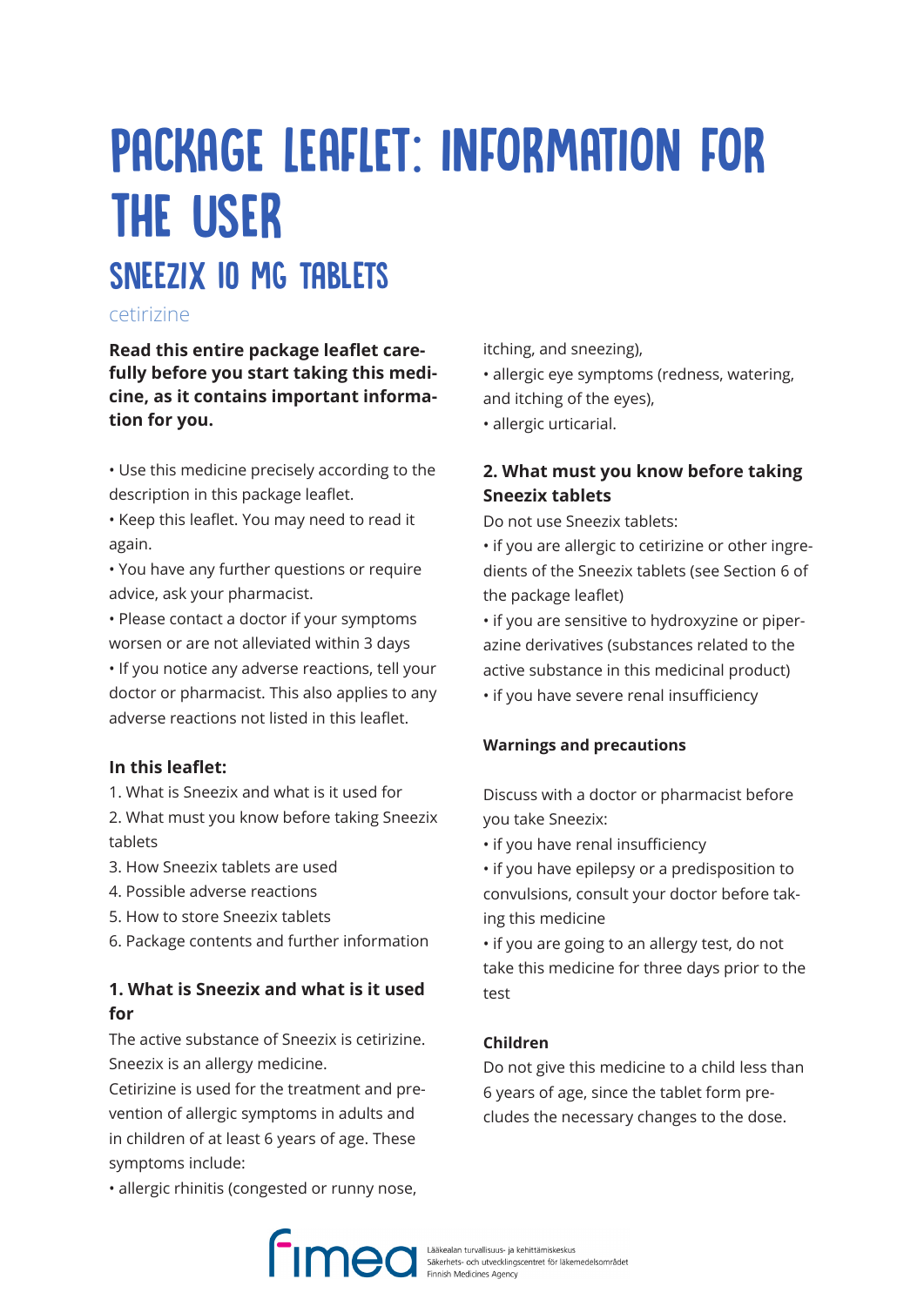# PACKAGE LEAFLET: INFORMATION FOR THE USER

## SNEEZIX 10 MG TABLETS

cetirizine

**Read this entire package leaflet carefully before you start taking this medicine, as it contains important information for you.**

- Use this medicine precisely according to the description in this package leaflet.
- Keep this leaflet. You may need to read it again.
- You have any further questions or require advice, ask your pharmacist.
- Please contact a doctor if your symptoms worsen or are not alleviated within 3 days
- If you notice any adverse reactions, tell your doctor or pharmacist. This also applies to any adverse reactions not listed in this leaflet.

### In this leaflet:

1. What is Sneezix and what is it used for
2. What must you know before taking Sneezix tablets
3. How Sneezix tablets are used
4. Possible adverse reactions
5. How to store Sneezix tablets
6. Package contents and further information

### 1. What is Sneezix and what is it used for

The active substance of Sneezix is cetirizine. Sneezix is an allergy medicine.
Cetirizine is used for the treatment and prevention of allergic symptoms in adults and in children of at least 6 years of age. These symptoms include:

- allergic rhinitis (congested or runny nose, itching, and sneezing),
- allergic eye symptoms (redness, watering, and itching of the eyes),
- allergic urticarial.

### 2. What must you know before taking Sneezix tablets

Do not use Sneezix tablets:

- if you are allergic to cetirizine or other ingredients of the Sneezix tablets (see Section 6 of the package leaflet)
- if you are sensitive to hydroxyzine or piperazine derivatives (substances related to the active substance in this medicinal product)
- if you have severe renal insufficiency

#### Warnings and precautions

Discuss with a doctor or pharmacist before you take Sneezix:

- if you have renal insufficiency
- if you have epilepsy or a predisposition to convulsions, consult your doctor before taking this medicine
- if you are going to an allergy test, do not take this medicine for three days prior to the test

#### Children

Do not give this medicine to a child less than 6 years of age, since the tablet form precludes the necessary changes to the dose.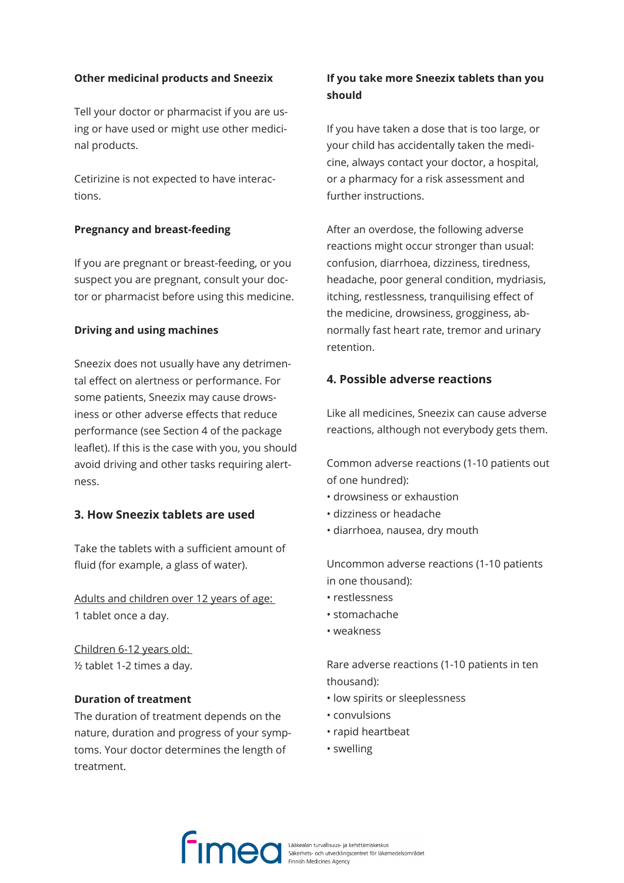**Other medicinal products and Sneezix**

Tell your doctor or pharmacist if you are using or have used or might use other medicinal products.

Cetirizine is not expected to have interactions.

**Pregnancy and breast-feeding**

If you are pregnant or breast-feeding, or you suspect you are pregnant, consult your doctor or pharmacist before using this medicine.

**Driving and using machines**

Sneezix does not usually have any detrimental effect on alertness or performance. For some patients, Sneezix may cause drowsiness or other adverse effects that reduce performance (see Section 4 of the package leaflet). If this is the case with you, you should avoid driving and other tasks requiring alertness.

## 3. How Sneezix tablets are used

Take the tablets with a sufficient amount of fluid (for example, a glass of water).

<u>Adults and children over 12 years of age:</u>
1 tablet once a day.

<u>Children 6-12 years old:</u>
½ tablet 1-2 times a day.

**Duration of treatment**
The duration of treatment depends on the nature, duration and progress of your symptoms. Your doctor determines the length of treatment.

**If you take more Sneezix tablets than you should**

If you have taken a dose that is too large, or your child has accidentally taken the medicine, always contact your doctor, a hospital, or a pharmacy for a risk assessment and further instructions.

After an overdose, the following adverse reactions might occur stronger than usual: confusion, diarrhoea, dizziness, tiredness, headache, poor general condition, mydriasis, itching, restlessness, tranquilising effect of the medicine, drowsiness, grogginess, abnormally fast heart rate, tremor and urinary retention.

## 4. Possible adverse reactions

Like all medicines, Sneezix can cause adverse reactions, although not everybody gets them.

Common adverse reactions (1-10 patients out of one hundred):
- drowsiness or exhaustion
- dizziness or headache
- diarrhoea, nausea, dry mouth

Uncommon adverse reactions (1-10 patients in one thousand):
- restlessness
- stomachache
- weakness

Rare adverse reactions (1-10 patients in ten thousand):
- low spirits or sleeplessness
- convulsions
- rapid heartbeat
- swelling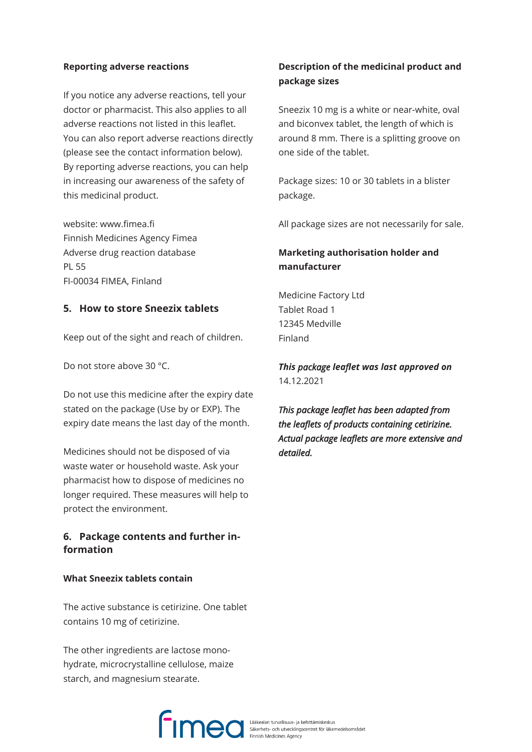**Reporting adverse reactions**

If you notice any adverse reactions, tell your doctor or pharmacist. This also applies to all adverse reactions not listed in this leaflet. You can also report adverse reactions directly (please see the contact information below). By reporting adverse reactions, you can help in increasing our awareness of the safety of this medicinal product.

website: www.fimea.fi
Finnish Medicines Agency Fimea
Adverse drug reaction database
PL 55
FI-00034 FIMEA, Finland

## 5. How to store Sneezix tablets

Keep out of the sight and reach of children.

Do not store above 30 °C.

Do not use this medicine after the expiry date stated on the package (Use by or EXP). The expiry date means the last day of the month.

Medicines should not be disposed of via waste water or household waste. Ask your pharmacist how to dispose of medicines no longer required. These measures will help to protect the environment.

## 6. Package contents and further information

**What Sneezix tablets contain**

The active substance is cetirizine. One tablet contains 10 mg of cetirizine.

The other ingredients are lactose monohydrate, microcrystalline cellulose, maize starch, and magnesium stearate.

**Description of the medicinal product and package sizes**

Sneezix 10 mg is a white or near-white, oval and biconvex tablet, the length of which is around 8 mm. There is a splitting groove on one side of the tablet.

Package sizes: 10 or 30 tablets in a blister package.

All package sizes are not necessarily for sale.

**Marketing authorisation holder and manufacturer**

Medicine Factory Ltd
Tablet Road 1
12345 Medville
Finland

***This package leaflet was last approved on*** 14.12.2021

***This package leaflet has been adapted from the leaflets of products containing cetirizine. Actual package leaflets are more extensive and detailed.***

fimea
Lääkealan turvallisuus- ja kehittämiskeskus
Säkerhets- och utvecklingscentret för läkemedelsområdet
Finnish Medicines Agency